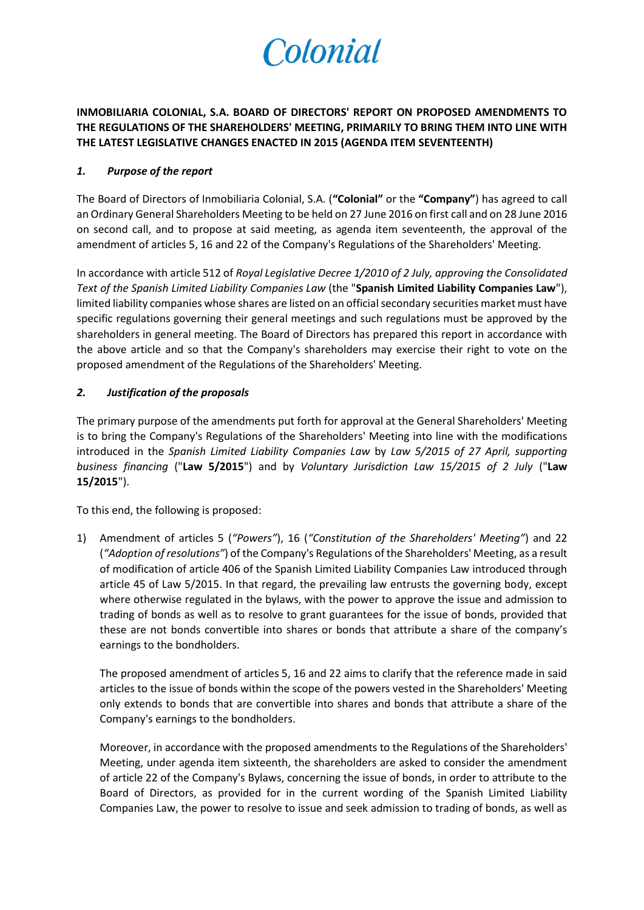# Colonial

**INMOBILIARIA COLONIAL, S.A. BOARD OF DIRECTORS' REPORT ON PROPOSED AMENDMENTS TO THE REGULATIONS OF THE SHAREHOLDERS' MEETING, PRIMARILY TO BRING THEM INTO LINE WITH THE LATEST LEGISLATIVE CHANGES ENACTED IN 2015 (AGENDA ITEM SEVENTEENTH)**

## *1. Purpose of the report*

The Board of Directors of Inmobiliaria Colonial, S.A. (**"Colonial"** or the **"Company"**) has agreed to call an Ordinary General Shareholders Meeting to be held on 27 June 2016 on first call and on 28 June 2016 on second call, and to propose at said meeting, as agenda item seventeenth, the approval of the amendment of articles 5, 16 and 22 of the Company's Regulations of the Shareholders' Meeting.

In accordance with article 512 of *Royal Legislative Decree 1/2010 of 2 July, approving the Consolidated Text of the Spanish Limited Liability Companies Law* (the "**Spanish Limited Liability Companies Law**"), limited liability companies whose shares are listed on an official secondary securities market must have specific regulations governing their general meetings and such regulations must be approved by the shareholders in general meeting. The Board of Directors has prepared this report in accordance with the above article and so that the Company's shareholders may exercise their right to vote on the proposed amendment of the Regulations of the Shareholders' Meeting.

## *2. Justification of the proposals*

The primary purpose of the amendments put forth for approval at the General Shareholders' Meeting is to bring the Company's Regulations of the Shareholders' Meeting into line with the modifications introduced in the *Spanish Limited Liability Companies Law* by *Law 5/2015 of 27 April, supporting business financing* ("**Law 5/2015**") and by *Voluntary Jurisdiction Law 15/2015 of 2 July* ("**Law 15/2015**").

To this end, the following is proposed:

1) Amendment of articles 5 (*"Powers"*), 16 (*"Constitution of the Shareholders' Meeting"*) and 22 (*"Adoption of resolutions"*) of the Company's Regulations of the Shareholders' Meeting, as a result of modification of article 406 of the Spanish Limited Liability Companies Law introduced through article 45 of Law 5/2015. In that regard, the prevailing law entrusts the governing body, except where otherwise regulated in the bylaws, with the power to approve the issue and admission to trading of bonds as well as to resolve to grant guarantees for the issue of bonds, provided that these are not bonds convertible into shares or bonds that attribute a share of the company's earnings to the bondholders.

   The proposed amendment of articles 5, 16 and 22 aims to clarify that the reference made in said articles to the issue of bonds within the scope of the powers vested in the Shareholders' Meeting only extends to bonds that are convertible into shares and bonds that attribute a share of the Company's earnings to the bondholders.

   Moreover, in accordance with the proposed amendments to the Regulations of the Shareholders' Meeting, under agenda item sixteenth, the shareholders are asked to consider the amendment of article 22 of the Company's Bylaws, concerning the issue of bonds, in order to attribute to the Board of Directors, as provided for in the current wording of the Spanish Limited Liability Companies Law, the power to resolve to issue and seek admission to trading of bonds, as well as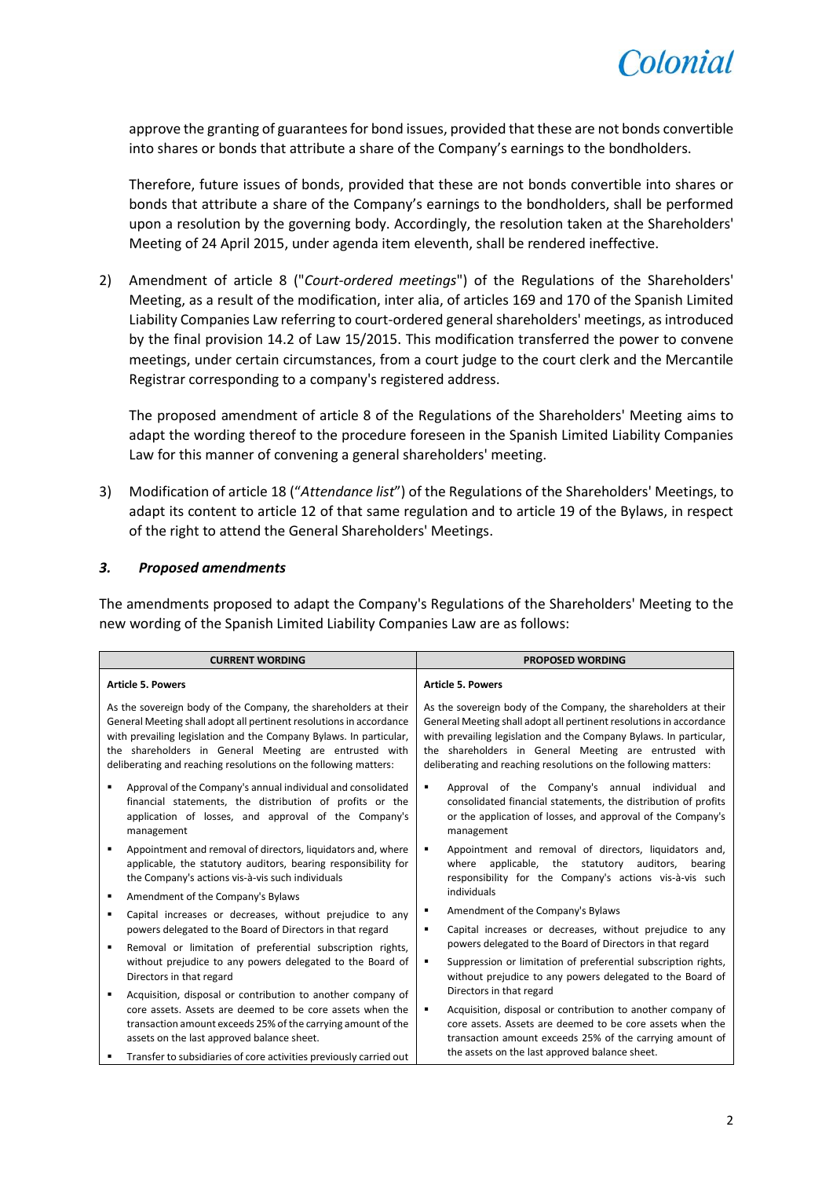approve the granting of guarantees for bond issues, provided that these are not bonds convertible into shares or bonds that attribute a share of the Company's earnings to the bondholders.

Therefore, future issues of bonds, provided that these are not bonds convertible into shares or bonds that attribute a share of the Company's earnings to the bondholders, shall be performed upon a resolution by the governing body. Accordingly, the resolution taken at the Shareholders' Meeting of 24 April 2015, under agenda item eleventh, shall be rendered ineffective.

2) Amendment of article 8 ("*Court-ordered meetings*") of the Regulations of the Shareholders' Meeting, as a result of the modification, inter alia, of articles 169 and 170 of the Spanish Limited Liability Companies Law referring to court-ordered general shareholders' meetings, as introduced by the final provision 14.2 of Law 15/2015. This modification transferred the power to convene meetings, under certain circumstances, from a court judge to the court clerk and the Mercantile Registrar corresponding to a company's registered address.

   The proposed amendment of article 8 of the Regulations of the Shareholders' Meeting aims to adapt the wording thereof to the procedure foreseen in the Spanish Limited Liability Companies Law for this manner of convening a general shareholders' meeting.

3) Modification of article 18 ("*Attendance list*") of the Regulations of the Shareholders' Meetings, to adapt its content to article 12 of that same regulation and to article 19 of the Bylaws, in respect of the right to attend the General Shareholders' Meetings.

### *3. Proposed amendments*

The amendments proposed to adapt the Company's Regulations of the Shareholders' Meeting to the new wording of the Spanish Limited Liability Companies Law are as follows:

| CURRENT WORDING | PROPOSED WORDING |
|---|---|
| **Article 5. Powers** | **Article 5. Powers** |
| As the sovereign body of the Company, the shareholders at their General Meeting shall adopt all pertinent resolutions in accordance with prevailing legislation and the Company Bylaws. In particular, the shareholders in General Meeting are entrusted with deliberating and reaching resolutions on the following matters: | As the sovereign body of the Company, the shareholders at their General Meeting shall adopt all pertinent resolutions in accordance with prevailing legislation and the Company Bylaws. In particular, the shareholders in General Meeting are entrusted with deliberating and reaching resolutions on the following matters: |
| ▪ Approval of the Company's annual individual and consolidated financial statements, the distribution of profits or the application of losses, and approval of the Company's management | ▪ Approval of the Company's annual individual and consolidated financial statements, the distribution of profits or the application of losses, and approval of the Company's management |
| ▪ Appointment and removal of directors, liquidators and, where applicable, the statutory auditors, bearing responsibility for the Company's actions vis-à-vis such individuals | ▪ Appointment and removal of directors, liquidators and, where applicable, the statutory auditors, bearing responsibility for the Company's actions vis-à-vis such individuals |
| ▪ Amendment of the Company's Bylaws | ▪ Amendment of the Company's Bylaws |
| ▪ Capital increases or decreases, without prejudice to any powers delegated to the Board of Directors in that regard | ▪ Capital increases or decreases, without prejudice to any powers delegated to the Board of Directors in that regard |
| ▪ Removal or limitation of preferential subscription rights, without prejudice to any powers delegated to the Board of Directors in that regard | ▪ Suppression or limitation of preferential subscription rights, without prejudice to any powers delegated to the Board of Directors in that regard |
| ▪ Acquisition, disposal or contribution to another company of core assets. Assets are deemed to be core assets when the transaction amount exceeds 25% of the carrying amount of the assets on the last approved balance sheet. | ▪ Acquisition, disposal or contribution to another company of core assets. Assets are deemed to be core assets when the transaction amount exceeds 25% of the carrying amount of the assets on the last approved balance sheet. |
| ▪ Transfer to subsidiaries of core activities previously carried out | |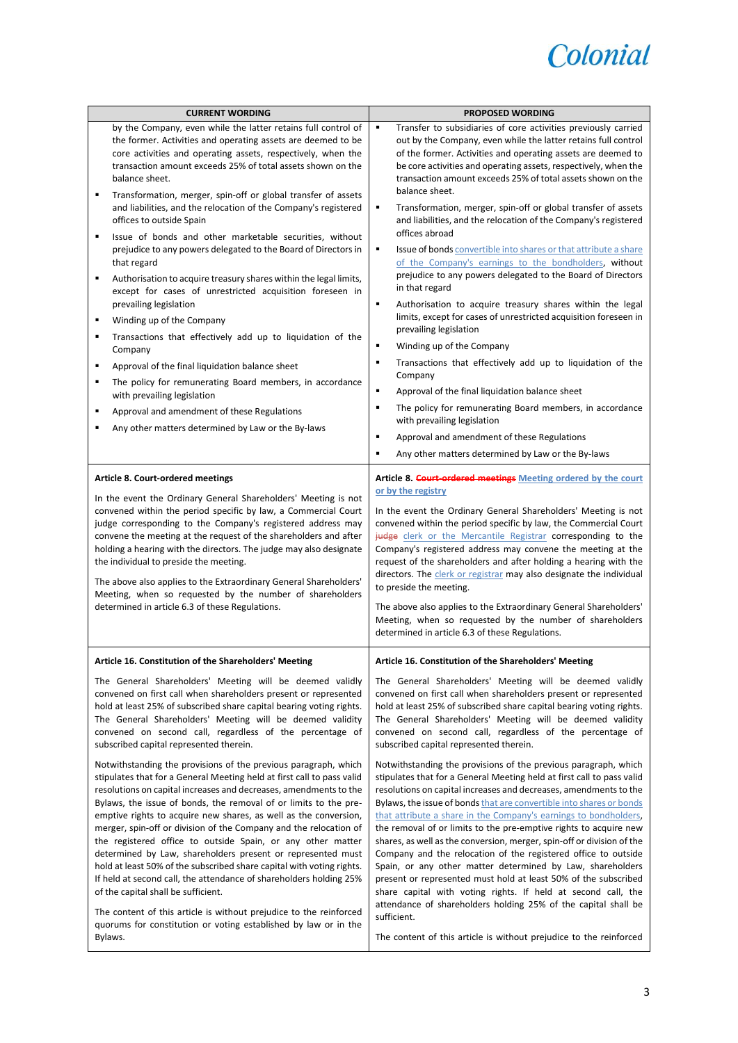| CURRENT WORDING | PROPOSED WORDING |
|---|---|
| by the Company, even while the latter retains full control of the former. Activities and operating assets are deemed to be core activities and operating assets, respectively, when the transaction amount exceeds 25% of total assets shown on the balance sheet.<br>▪ Transformation, merger, spin-off or global transfer of assets and liabilities, and the relocation of the Company's registered offices to outside Spain<br>▪ Issue of bonds and other marketable securities, without prejudice to any powers delegated to the Board of Directors in that regard<br>▪ Authorisation to acquire treasury shares within the legal limits, except for cases of unrestricted acquisition foreseen in prevailing legislation<br>▪ Winding up of the Company<br>▪ Transactions that effectively add up to liquidation of the Company<br>▪ Approval of the final liquidation balance sheet<br>▪ The policy for remunerating Board members, in accordance with prevailing legislation<br>▪ Approval and amendment of these Regulations<br>▪ Any other matters determined by Law or the By-laws | ▪ Transfer to subsidiaries of core activities previously carried out by the Company, even while the latter retains full control of the former. Activities and operating assets are deemed to be core activities and operating assets, respectively, when the transaction amount exceeds 25% of total assets shown on the balance sheet.<br>▪ Transformation, merger, spin-off or global transfer of assets and liabilities, and the relocation of the Company's registered offices abroad<br>▪ Issue of bonds convertible into shares or that attribute a share of the Company's earnings to the bondholders, without prejudice to any powers delegated to the Board of Directors in that regard<br>▪ Authorisation to acquire treasury shares within the legal limits, except for cases of unrestricted acquisition foreseen in prevailing legislation<br>▪ Winding up of the Company<br>▪ Transactions that effectively add up to liquidation of the Company<br>▪ Approval of the final liquidation balance sheet<br>▪ The policy for remunerating Board members, in accordance with prevailing legislation<br>▪ Approval and amendment of these Regulations<br>▪ Any other matters determined by Law or the By-laws |
| **Article 8. Court-ordered meetings**<br><br>In the event the Ordinary General Shareholders' Meeting is not convened within the period specific by law, a Commercial Court judge corresponding to the Company's registered address may convene the meeting at the request of the shareholders and after holding a hearing with the directors. The judge may also designate the individual to preside the meeting.<br><br>The above also applies to the Extraordinary General Shareholders' Meeting, when so requested by the number of shareholders determined in article 6.3 of these Regulations. | **Article 8. ~~Court-ordered meetings~~ Meeting ordered by the court or by the registry**<br><br>In the event the Ordinary General Shareholders' Meeting is not convened within the period specific by law, the Commercial Court ~~judge~~ clerk or the Mercantile Registrar corresponding to the Company's registered address may convene the meeting at the request of the shareholders and after holding a hearing with the directors. The clerk or registrar may also designate the individual to preside the meeting.<br><br>The above also applies to the Extraordinary General Shareholders' Meeting, when so requested by the number of shareholders determined in article 6.3 of these Regulations. |
| **Article 16. Constitution of the Shareholders' Meeting**<br><br>The General Shareholders' Meeting will be deemed validly convened on first call when shareholders present or represented hold at least 25% of subscribed share capital bearing voting rights. The General Shareholders' Meeting will be deemed validity convened on second call, regardless of the percentage of subscribed capital represented therein.<br><br>Notwithstanding the provisions of the previous paragraph, which stipulates that for a General Meeting held at first call to pass valid resolutions on capital increases and decreases, amendments to the Bylaws, the issue of bonds, the removal of or limits to the pre-emptive rights to acquire new shares, as well as the conversion, merger, spin-off or division of the Company and the relocation of the registered office to outside Spain, or any other matter determined by Law, shareholders present or represented must hold at least 50% of the subscribed share capital with voting rights. If held at second call, the attendance of shareholders holding 25% of the capital shall be sufficient.<br><br>The content of this article is without prejudice to the reinforced quorums for constitution or voting established by law or in the Bylaws. | **Article 16. Constitution of the Shareholders' Meeting**<br><br>The General Shareholders' Meeting will be deemed validly convened on first call when shareholders present or represented hold at least 25% of subscribed share capital bearing voting rights. The General Shareholders' Meeting will be deemed validity convened on second call, regardless of the percentage of subscribed capital represented therein.<br><br>Notwithstanding the provisions of the previous paragraph, which stipulates that for a General Meeting held at first call to pass valid resolutions on capital increases and decreases, amendments to the Bylaws, the issue of bonds that are convertible into shares or bonds that attribute a share in the Company's earnings to bondholders, the removal of or limits to the pre-emptive rights to acquire new shares, as well as the conversion, merger, spin-off or division of the Company and the relocation of the registered office to outside Spain, or any other matter determined by Law, shareholders present or represented must hold at least 50% of the subscribed share capital with voting rights. If held at second call, the attendance of shareholders holding 25% of the capital shall be sufficient.<br><br>The content of this article is without prejudice to the reinforced |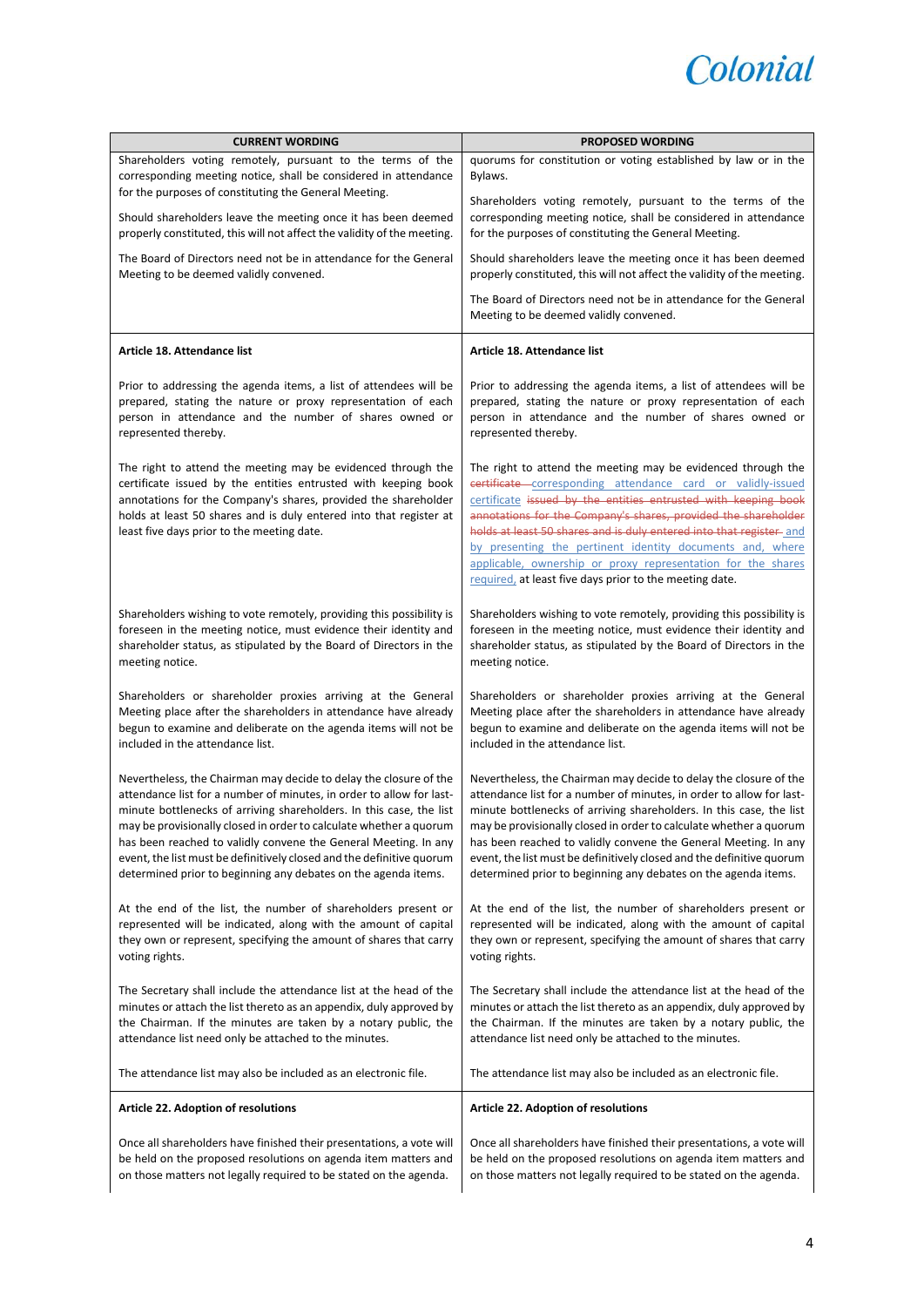| CURRENT WORDING | PROPOSED WORDING |
| --- | --- |
| Shareholders voting remotely, pursuant to the terms of the corresponding meeting notice, shall be considered in attendance for the purposes of constituting the General Meeting.<br><br>Should shareholders leave the meeting once it has been deemed properly constituted, this will not affect the validity of the meeting.<br><br>The Board of Directors need not be in attendance for the General Meeting to be deemed validly convened. | quorums for constitution or voting established by law or in the Bylaws.<br><br>Shareholders voting remotely, pursuant to the terms of the corresponding meeting notice, shall be considered in attendance for the purposes of constituting the General Meeting.<br><br>Should shareholders leave the meeting once it has been deemed properly constituted, this will not affect the validity of the meeting.<br><br>The Board of Directors need not be in attendance for the General Meeting to be deemed validly convened. |
| **Article 18. Attendance list**<br><br>Prior to addressing the agenda items, a list of attendees will be prepared, stating the nature or proxy representation of each person in attendance and the number of shares owned or represented thereby.<br><br>The right to attend the meeting may be evidenced through the certificate issued by the entities entrusted with keeping book annotations for the Company's shares, provided the shareholder holds at least 50 shares and is duly entered into that register at least five days prior to the meeting date.<br><br>Shareholders wishing to vote remotely, providing this possibility is foreseen in the meeting notice, must evidence their identity and shareholder status, as stipulated by the Board of Directors in the meeting notice.<br><br>Shareholders or shareholder proxies arriving at the General Meeting place after the shareholders in attendance have already begun to examine and deliberate on the agenda items will not be included in the attendance list.<br><br>Nevertheless, the Chairman may decide to delay the closure of the attendance list for a number of minutes, in order to allow for last-minute bottlenecks of arriving shareholders. In this case, the list may be provisionally closed in order to calculate whether a quorum has been reached to validly convene the General Meeting. In any event, the list must be definitively closed and the definitive quorum determined prior to beginning any debates on the agenda items.<br><br>At the end of the list, the number of shareholders present or represented will be indicated, along with the amount of capital they own or represent, specifying the amount of shares that carry voting rights.<br><br>The Secretary shall include the attendance list at the head of the minutes or attach the list thereto as an appendix, duly approved by the Chairman. If the minutes are taken by a notary public, the attendance list need only be attached to the minutes.<br><br>The attendance list may also be included as an electronic file. | **Article 18. Attendance list**<br><br>Prior to addressing the agenda items, a list of attendees will be prepared, stating the nature or proxy representation of each person in attendance and the number of shares owned or represented thereby.<br><br>The right to attend the meeting may be evidenced through the ~~certificate~~ corresponding attendance card or validly-issued certificate ~~issued by the entities entrusted with keeping book annotations for the Company's shares, provided the shareholder holds at least 50 shares and is duly entered into that register~~ and by presenting the pertinent identity documents and, where applicable, ownership or proxy representation for the shares required, at least five days prior to the meeting date.<br><br>Shareholders wishing to vote remotely, providing this possibility is foreseen in the meeting notice, must evidence their identity and shareholder status, as stipulated by the Board of Directors in the meeting notice.<br><br>Shareholders or shareholder proxies arriving at the General Meeting place after the shareholders in attendance have already begun to examine and deliberate on the agenda items will not be included in the attendance list.<br><br>Nevertheless, the Chairman may decide to delay the closure of the attendance list for a number of minutes, in order to allow for last-minute bottlenecks of arriving shareholders. In this case, the list may be provisionally closed in order to calculate whether a quorum has been reached to validly convene the General Meeting. In any event, the list must be definitively closed and the definitive quorum determined prior to beginning any debates on the agenda items.<br><br>At the end of the list, the number of shareholders present or represented will be indicated, along with the amount of capital they own or represent, specifying the amount of shares that carry voting rights.<br><br>The Secretary shall include the attendance list at the head of the minutes or attach the list thereto as an appendix, duly approved by the Chairman. If the minutes are taken by a notary public, the attendance list need only be attached to the minutes.<br><br>The attendance list may also be included as an electronic file. |
| **Article 22. Adoption of resolutions**<br><br>Once all shareholders have finished their presentations, a vote will be held on the proposed resolutions on agenda item matters and on those matters not legally required to be stated on the agenda. | **Article 22. Adoption of resolutions**<br><br>Once all shareholders have finished their presentations, a vote will be held on the proposed resolutions on agenda item matters and on those matters not legally required to be stated on the agenda. |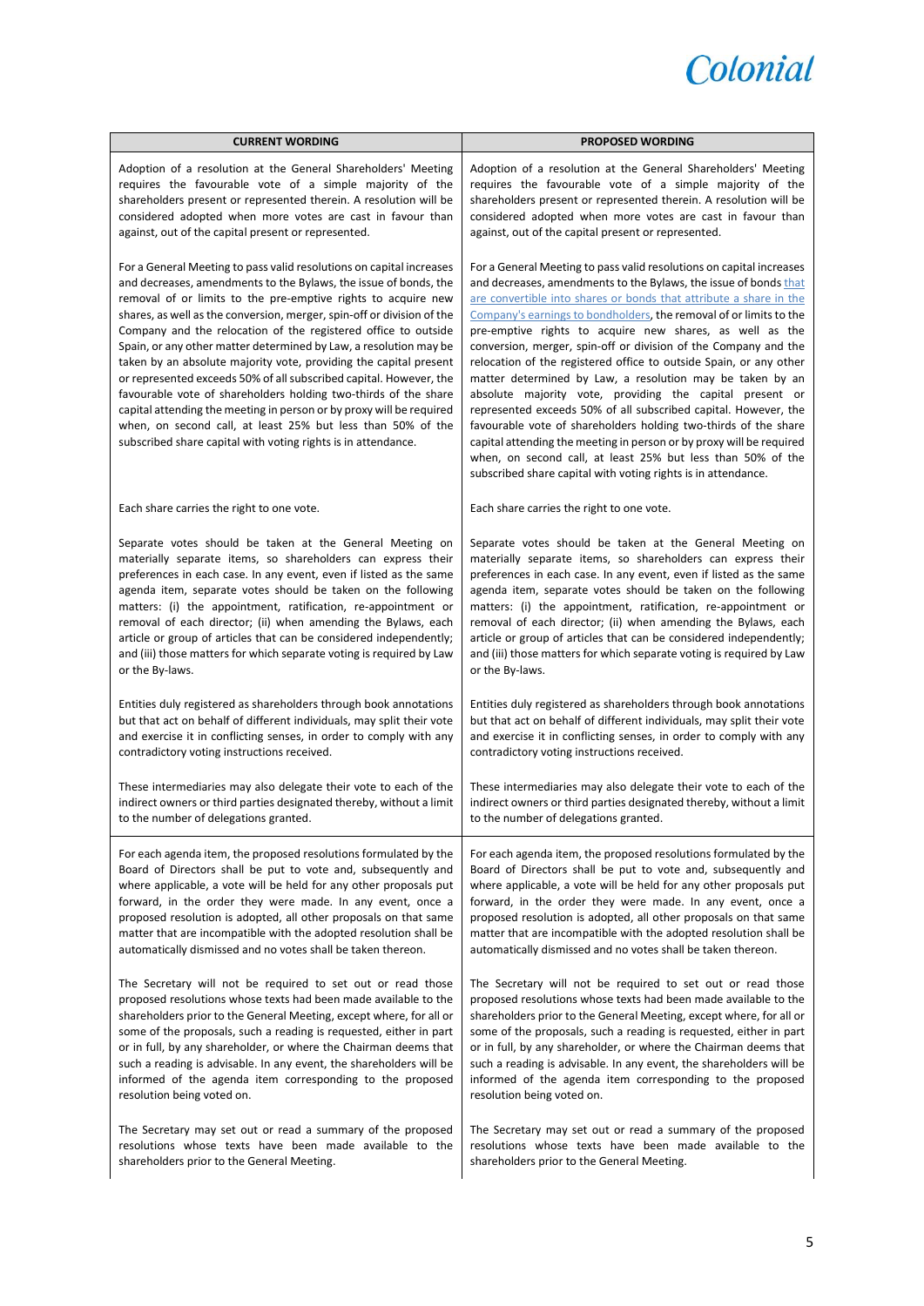| CURRENT WORDING | PROPOSED WORDING |
| --- | --- |
| Adoption of a resolution at the General Shareholders' Meeting requires the favourable vote of a simple majority of the shareholders present or represented therein. A resolution will be considered adopted when more votes are cast in favour than against, out of the capital present or represented.<br><br>For a General Meeting to pass valid resolutions on capital increases and decreases, amendments to the Bylaws, the issue of bonds, the removal of or limits to the pre-emptive rights to acquire new shares, as well as the conversion, merger, spin-off or division of the Company and the relocation of the registered office to outside Spain, or any other matter determined by Law, a resolution may be taken by an absolute majority vote, providing the capital present or represented exceeds 50% of all subscribed capital. However, the favourable vote of shareholders holding two-thirds of the share capital attending the meeting in person or by proxy will be required when, on second call, at least 25% but less than 50% of the subscribed share capital with voting rights is in attendance.<br><br>Each share carries the right to one vote.<br><br>Separate votes should be taken at the General Meeting on materially separate items, so shareholders can express their preferences in each case. In any event, even if listed as the same agenda item, separate votes should be taken on the following matters: (i) the appointment, ratification, re-appointment or removal of each director; (ii) when amending the Bylaws, each article or group of articles that can be considered independently; and (iii) those matters for which separate voting is required by Law or the By-laws.<br><br>Entities duly registered as shareholders through book annotations but that act on behalf of different individuals, may split their vote and exercise it in conflicting senses, in order to comply with any contradictory voting instructions received.<br><br>These intermediaries may also delegate their vote to each of the indirect owners or third parties designated thereby, without a limit to the number of delegations granted. | Adoption of a resolution at the General Shareholders' Meeting requires the favourable vote of a simple majority of the shareholders present or represented therein. A resolution will be considered adopted when more votes are cast in favour than against, out of the capital present or represented.<br><br>For a General Meeting to pass valid resolutions on capital increases and decreases, amendments to the Bylaws, the issue of bonds <u>that are convertible into shares or bonds that attribute a share in the Company's earnings to bondholders</u>, the removal of or limits to the pre-emptive rights to acquire new shares, as well as the conversion, merger, spin-off or division of the Company and the relocation of the registered office to outside Spain, or any other matter determined by Law, a resolution may be taken by an absolute majority vote, providing the capital present or represented exceeds 50% of all subscribed capital. However, the favourable vote of shareholders holding two-thirds of the share capital attending the meeting in person or by proxy will be required when, on second call, at least 25% but less than 50% of the subscribed share capital with voting rights is in attendance.<br><br>Each share carries the right to one vote.<br><br>Separate votes should be taken at the General Meeting on materially separate items, so shareholders can express their preferences in each case. In any event, even if listed as the same agenda item, separate votes should be taken on the following matters: (i) the appointment, ratification, re-appointment or removal of each director; (ii) when amending the Bylaws, each article or group of articles that can be considered independently; and (iii) those matters for which separate voting is required by Law or the By-laws.<br><br>Entities duly registered as shareholders through book annotations but that act on behalf of different individuals, may split their vote and exercise it in conflicting senses, in order to comply with any contradictory voting instructions received.<br><br>These intermediaries may also delegate their vote to each of the indirect owners or third parties designated thereby, without a limit to the number of delegations granted. |
| For each agenda item, the proposed resolutions formulated by the Board of Directors shall be put to vote and, subsequently and where applicable, a vote will be held for any other proposals put forward, in the order they were made. In any event, once a proposed resolution is adopted, all other proposals on that same matter that are incompatible with the adopted resolution shall be automatically dismissed and no votes shall be taken thereon.<br><br>The Secretary will not be required to set out or read those proposed resolutions whose texts had been made available to the shareholders prior to the General Meeting, except where, for all or some of the proposals, such a reading is requested, either in part or in full, by any shareholder, or where the Chairman deems that such a reading is advisable. In any event, the shareholders will be informed of the agenda item corresponding to the proposed resolution being voted on.<br><br>The Secretary may set out or read a summary of the proposed resolutions whose texts have been made available to the shareholders prior to the General Meeting. | For each agenda item, the proposed resolutions formulated by the Board of Directors shall be put to vote and, subsequently and where applicable, a vote will be held for any other proposals put forward, in the order they were made. In any event, once a proposed resolution is adopted, all other proposals on that same matter that are incompatible with the adopted resolution shall be automatically dismissed and no votes shall be taken thereon.<br><br>The Secretary will not be required to set out or read those proposed resolutions whose texts had been made available to the shareholders prior to the General Meeting, except where, for all or some of the proposals, such a reading is requested, either in part or in full, by any shareholder, or where the Chairman deems that such a reading is advisable. In any event, the shareholders will be informed of the agenda item corresponding to the proposed resolution being voted on.<br><br>The Secretary may set out or read a summary of the proposed resolutions whose texts have been made available to the shareholders prior to the General Meeting. |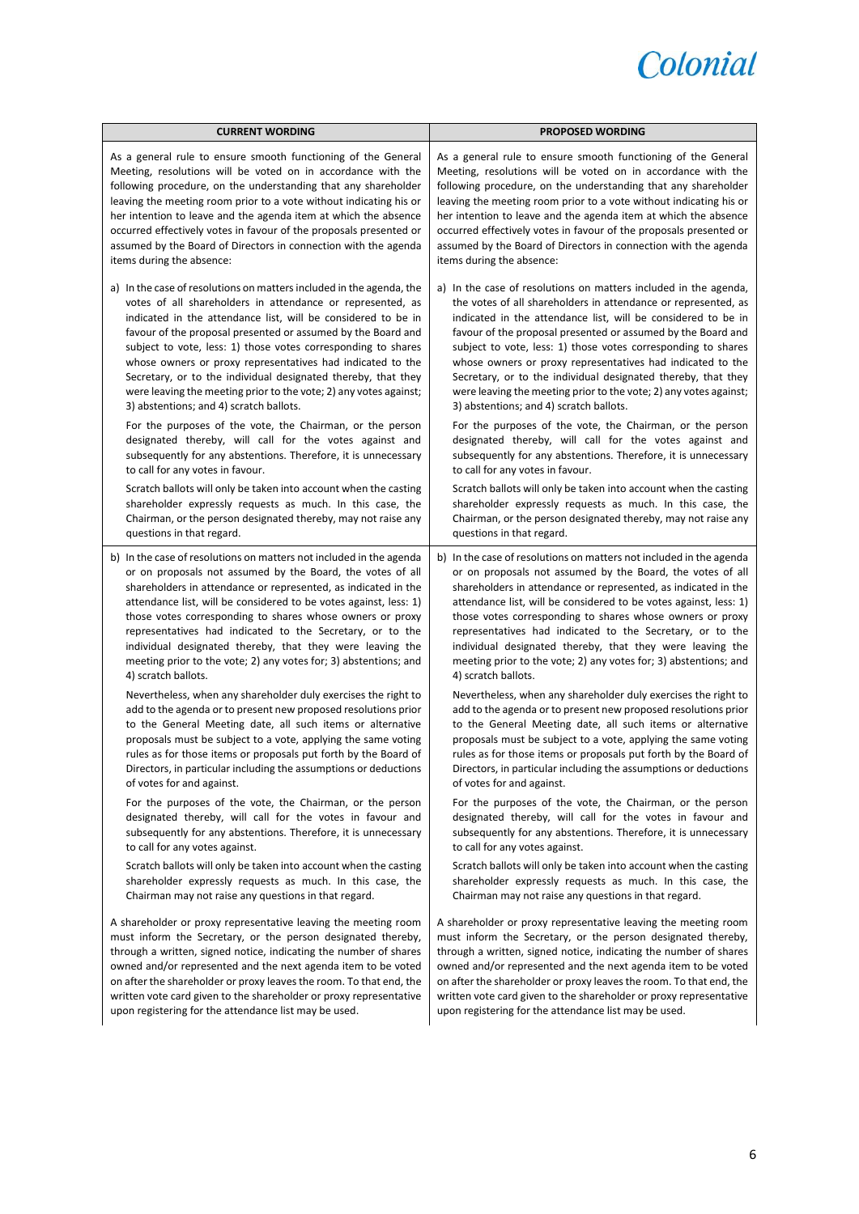| CURRENT WORDING | PROPOSED WORDING |
| --- | --- |
| As a general rule to ensure smooth functioning of the General Meeting, resolutions will be voted on in accordance with the following procedure, on the understanding that any shareholder leaving the meeting room prior to a vote without indicating his or her intention to leave and the agenda item at which the absence occurred effectively votes in favour of the proposals presented or assumed by the Board of Directors in connection with the agenda items during the absence: | As a general rule to ensure smooth functioning of the General Meeting, resolutions will be voted on in accordance with the following procedure, on the understanding that any shareholder leaving the meeting room prior to a vote without indicating his or her intention to leave and the agenda item at which the absence occurred effectively votes in favour of the proposals presented or assumed by the Board of Directors in connection with the agenda items during the absence: |
| a) In the case of resolutions on matters included in the agenda, the votes of all shareholders in attendance or represented, as indicated in the attendance list, will be considered to be in favour of the proposal presented or assumed by the Board and subject to vote, less: 1) those votes corresponding to shares whose owners or proxy representatives had indicated to the Secretary, or to the individual designated thereby, that they were leaving the meeting prior to the vote; 2) any votes against; 3) abstentions; and 4) scratch ballots.<br><br>For the purposes of the vote, the Chairman, or the person designated thereby, will call for the votes against and subsequently for any abstentions. Therefore, it is unnecessary to call for any votes in favour.<br><br>Scratch ballots will only be taken into account when the casting shareholder expressly requests as much. In this case, the Chairman, or the person designated thereby, may not raise any questions in that regard. | a) In the case of resolutions on matters included in the agenda, the votes of all shareholders in attendance or represented, as indicated in the attendance list, will be considered to be in favour of the proposal presented or assumed by the Board and subject to vote, less: 1) those votes corresponding to shares whose owners or proxy representatives had indicated to the Secretary, or to the individual designated thereby, that they were leaving the meeting prior to the vote; 2) any votes against; 3) abstentions; and 4) scratch ballots.<br><br>For the purposes of the vote, the Chairman, or the person designated thereby, will call for the votes against and subsequently for any abstentions. Therefore, it is unnecessary to call for any votes in favour.<br><br>Scratch ballots will only be taken into account when the casting shareholder expressly requests as much. In this case, the Chairman, or the person designated thereby, may not raise any questions in that regard. |
| b) In the case of resolutions on matters not included in the agenda or on proposals not assumed by the Board, the votes of all shareholders in attendance or represented, as indicated in the attendance list, will be considered to be votes against, less: 1) those votes corresponding to shares whose owners or proxy representatives had indicated to the Secretary, or to the individual designated thereby, that they were leaving the meeting prior to the vote; 2) any votes for; 3) abstentions; and 4) scratch ballots.<br><br>Nevertheless, when any shareholder duly exercises the right to add to the agenda or to present new proposed resolutions prior to the General Meeting date, all such items or alternative proposals must be subject to a vote, applying the same voting rules as for those items or proposals put forth by the Board of Directors, in particular including the assumptions or deductions of votes for and against.<br><br>For the purposes of the vote, the Chairman, or the person designated thereby, will call for the votes in favour and subsequently for any abstentions. Therefore, it is unnecessary to call for any votes against.<br><br>Scratch ballots will only be taken into account when the casting shareholder expressly requests as much. In this case, the Chairman may not raise any questions in that regard. | b) In the case of resolutions on matters not included in the agenda or on proposals not assumed by the Board, the votes of all shareholders in attendance or represented, as indicated in the attendance list, will be considered to be votes against, less: 1) those votes corresponding to shares whose owners or proxy representatives had indicated to the Secretary, or to the individual designated thereby, that they were leaving the meeting prior to the vote; 2) any votes for; 3) abstentions; and 4) scratch ballots.<br><br>Nevertheless, when any shareholder duly exercises the right to add to the agenda or to present new proposed resolutions prior to the General Meeting date, all such items or alternative proposals must be subject to a vote, applying the same voting rules as for those items or proposals put forth by the Board of Directors, in particular including the assumptions or deductions of votes for and against.<br><br>For the purposes of the vote, the Chairman, or the person designated thereby, will call for the votes in favour and subsequently for any abstentions. Therefore, it is unnecessary to call for any votes against.<br><br>Scratch ballots will only be taken into account when the casting shareholder expressly requests as much. In this case, the Chairman may not raise any questions in that regard. |
| A shareholder or proxy representative leaving the meeting room must inform the Secretary, or the person designated thereby, through a written, signed notice, indicating the number of shares owned and/or represented and the next agenda item to be voted on after the shareholder or proxy leaves the room. To that end, the written vote card given to the shareholder or proxy representative upon registering for the attendance list may be used. | A shareholder or proxy representative leaving the meeting room must inform the Secretary, or the person designated thereby, through a written, signed notice, indicating the number of shares owned and/or represented and the next agenda item to be voted on after the shareholder or proxy leaves the room. To that end, the written vote card given to the shareholder or proxy representative upon registering for the attendance list may be used. |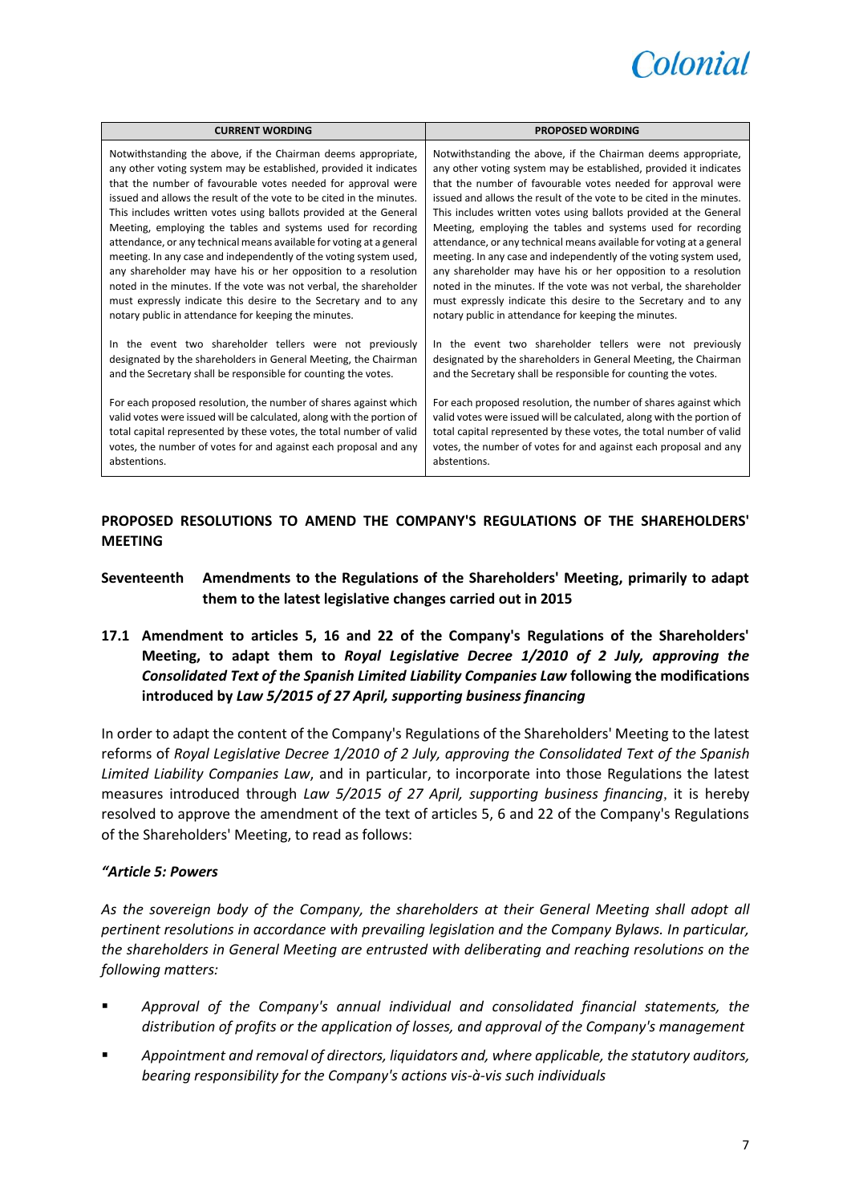| CURRENT WORDING | PROPOSED WORDING |
|---|---|
| Notwithstanding the above, if the Chairman deems appropriate, any other voting system may be established, provided it indicates that the number of favourable votes needed for approval were issued and allows the result of the vote to be cited in the minutes. This includes written votes using ballots provided at the General Meeting, employing the tables and systems used for recording attendance, or any technical means available for voting at a general meeting. In any case and independently of the voting system used, any shareholder may have his or her opposition to a resolution noted in the minutes. If the vote was not verbal, the shareholder must expressly indicate this desire to the Secretary and to any notary public in attendance for keeping the minutes.<br><br>In the event two shareholder tellers were not previously designated by the shareholders in General Meeting, the Chairman and the Secretary shall be responsible for counting the votes.<br><br>For each proposed resolution, the number of shares against which valid votes were issued will be calculated, along with the portion of total capital represented by these votes, the total number of valid votes, the number of votes for and against each proposal and any abstentions. | Notwithstanding the above, if the Chairman deems appropriate, any other voting system may be established, provided it indicates that the number of favourable votes needed for approval were issued and allows the result of the vote to be cited in the minutes. This includes written votes using ballots provided at the General Meeting, employing the tables and systems used for recording attendance, or any technical means available for voting at a general meeting. In any case and independently of the voting system used, any shareholder may have his or her opposition to a resolution noted in the minutes. If the vote was not verbal, the shareholder must expressly indicate this desire to the Secretary and to any notary public in attendance for keeping the minutes.<br><br>In the event two shareholder tellers were not previously designated by the shareholders in General Meeting, the Chairman and the Secretary shall be responsible for counting the votes.<br><br>For each proposed resolution, the number of shares against which valid votes were issued will be calculated, along with the portion of total capital represented by these votes, the total number of valid votes, the number of votes for and against each proposal and any abstentions. |

## PROPOSED RESOLUTIONS TO AMEND THE COMPANY'S REGULATIONS OF THE SHAREHOLDERS' MEETING

### Seventeenth Amendments to the Regulations of the Shareholders' Meeting, primarily to adapt them to the latest legislative changes carried out in 2015

### 17.1 Amendment to articles 5, 16 and 22 of the Company's Regulations of the Shareholders' Meeting, to adapt them to *Royal Legislative Decree 1/2010 of 2 July, approving the Consolidated Text of the Spanish Limited Liability Companies Law* following the modifications introduced by *Law 5/2015 of 27 April, supporting business financing*

In order to adapt the content of the Company's Regulations of the Shareholders' Meeting to the latest reforms of *Royal Legislative Decree 1/2010 of 2 July, approving the Consolidated Text of the Spanish Limited Liability Companies Law*, and in particular, to incorporate into those Regulations the latest measures introduced through *Law 5/2015 of 27 April, supporting business financing*, it is hereby resolved to approve the amendment of the text of articles 5, 6 and 22 of the Company's Regulations of the Shareholders' Meeting, to read as follows:

***"Article 5: Powers***

*As the sovereign body of the Company, the shareholders at their General Meeting shall adopt all pertinent resolutions in accordance with prevailing legislation and the Company Bylaws. In particular, the shareholders in General Meeting are entrusted with deliberating and reaching resolutions on the following matters:*

- *Approval of the Company's annual individual and consolidated financial statements, the distribution of profits or the application of losses, and approval of the Company's management*
- *Appointment and removal of directors, liquidators and, where applicable, the statutory auditors, bearing responsibility for the Company's actions vis-à-vis such individuals*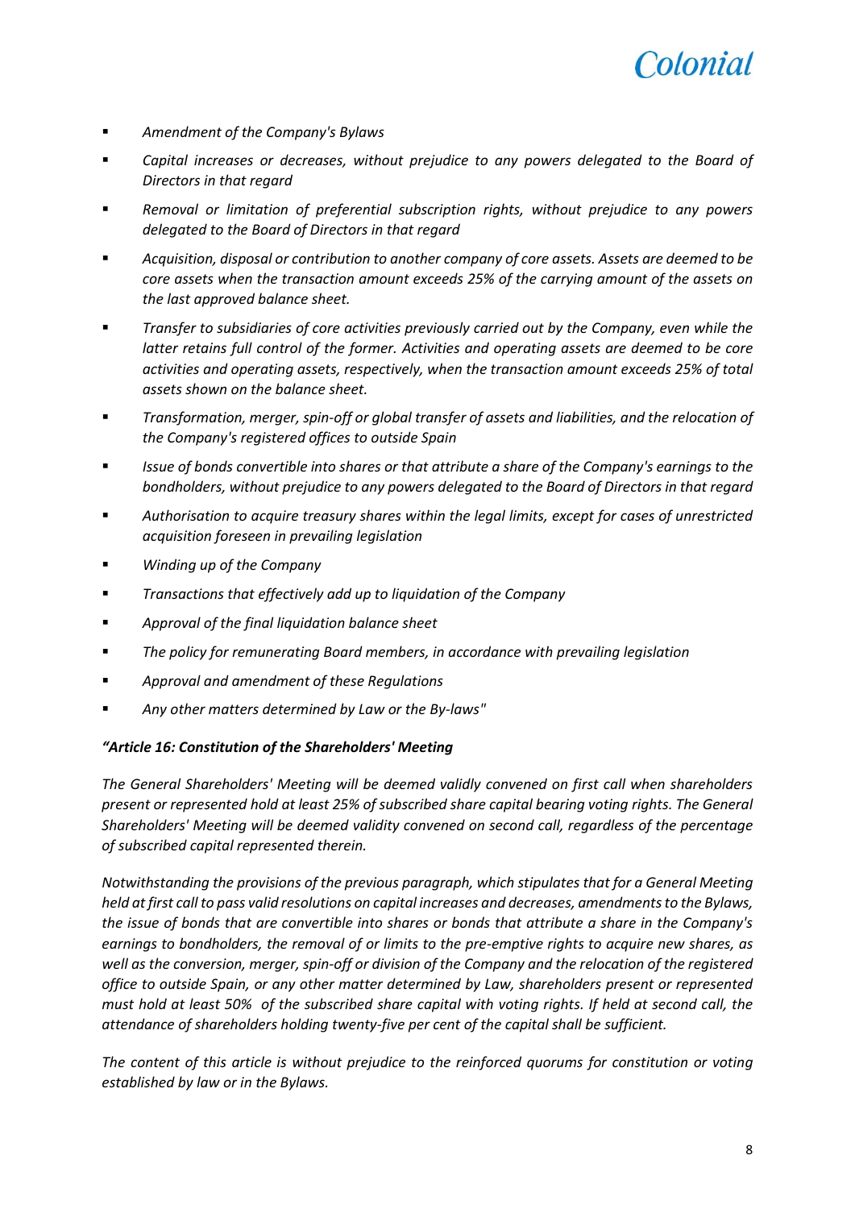- *Amendment of the Company's Bylaws*
- *Capital increases or decreases, without prejudice to any powers delegated to the Board of Directors in that regard*
- *Removal or limitation of preferential subscription rights, without prejudice to any powers delegated to the Board of Directors in that regard*
- *Acquisition, disposal or contribution to another company of core assets. Assets are deemed to be core assets when the transaction amount exceeds 25% of the carrying amount of the assets on the last approved balance sheet.*
- *Transfer to subsidiaries of core activities previously carried out by the Company, even while the latter retains full control of the former. Activities and operating assets are deemed to be core activities and operating assets, respectively, when the transaction amount exceeds 25% of total assets shown on the balance sheet.*
- *Transformation, merger, spin-off or global transfer of assets and liabilities, and the relocation of the Company's registered offices to outside Spain*
- *Issue of bonds convertible into shares or that attribute a share of the Company's earnings to the bondholders, without prejudice to any powers delegated to the Board of Directors in that regard*
- *Authorisation to acquire treasury shares within the legal limits, except for cases of unrestricted acquisition foreseen in prevailing legislation*
- *Winding up of the Company*
- *Transactions that effectively add up to liquidation of the Company*
- *Approval of the final liquidation balance sheet*
- *The policy for remunerating Board members, in accordance with prevailing legislation*
- *Approval and amendment of these Regulations*
- *Any other matters determined by Law or the By-laws"*

***"Article 16: Constitution of the Shareholders' Meeting***

*The General Shareholders' Meeting will be deemed validly convened on first call when shareholders present or represented hold at least 25% of subscribed share capital bearing voting rights. The General Shareholders' Meeting will be deemed validity convened on second call, regardless of the percentage of subscribed capital represented therein.*

*Notwithstanding the provisions of the previous paragraph, which stipulates that for a General Meeting held at first call to pass valid resolutions on capital increases and decreases, amendments to the Bylaws, the issue of bonds that are convertible into shares or bonds that attribute a share in the Company's earnings to bondholders, the removal of or limits to the pre-emptive rights to acquire new shares, as well as the conversion, merger, spin-off or division of the Company and the relocation of the registered office to outside Spain, or any other matter determined by Law, shareholders present or represented must hold at least 50% of the subscribed share capital with voting rights. If held at second call, the attendance of shareholders holding twenty-five per cent of the capital shall be sufficient.*

*The content of this article is without prejudice to the reinforced quorums for constitution or voting established by law or in the Bylaws.*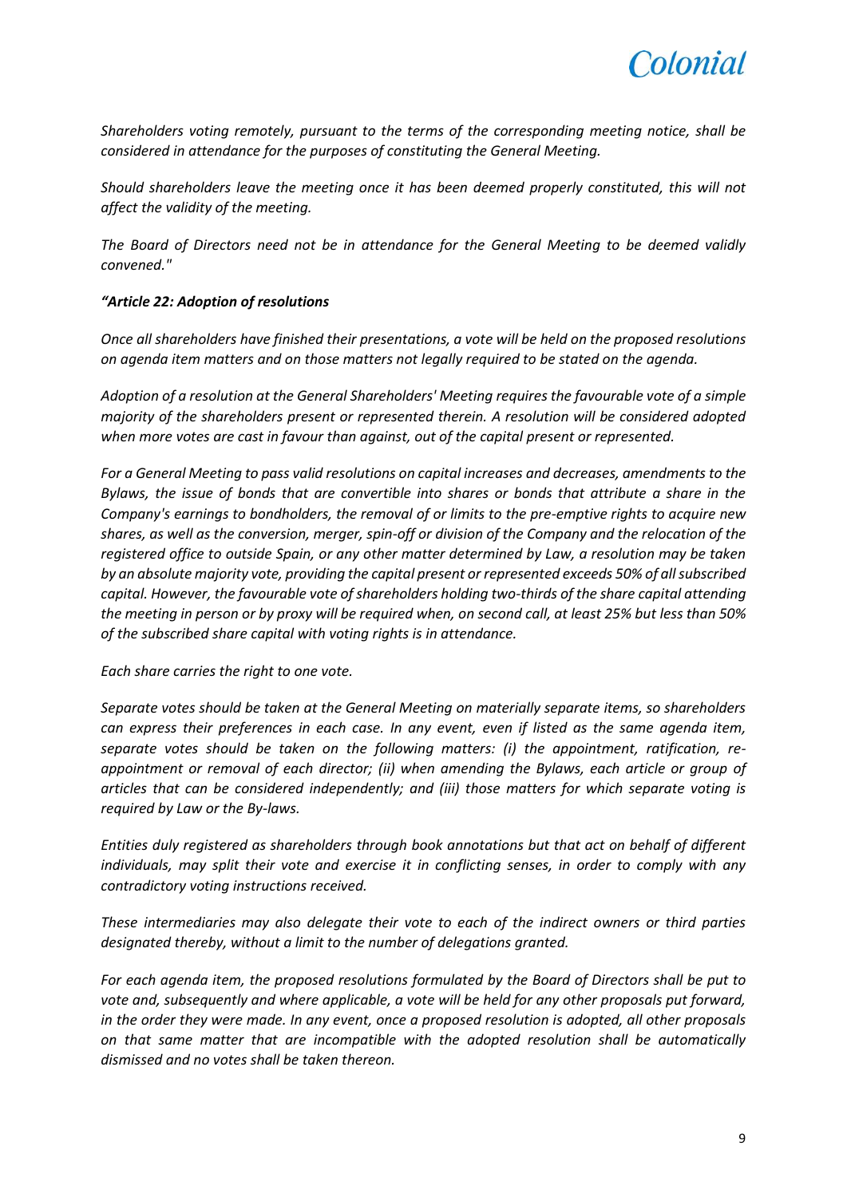*Shareholders voting remotely, pursuant to the terms of the corresponding meeting notice, shall be considered in attendance for the purposes of constituting the General Meeting.*

*Should shareholders leave the meeting once it has been deemed properly constituted, this will not affect the validity of the meeting.*

*The Board of Directors need not be in attendance for the General Meeting to be deemed validly convened."*

***"Article 22: Adoption of resolutions***

*Once all shareholders have finished their presentations, a vote will be held on the proposed resolutions on agenda item matters and on those matters not legally required to be stated on the agenda.*

*Adoption of a resolution at the General Shareholders' Meeting requires the favourable vote of a simple majority of the shareholders present or represented therein. A resolution will be considered adopted when more votes are cast in favour than against, out of the capital present or represented.*

*For a General Meeting to pass valid resolutions on capital increases and decreases, amendments to the Bylaws, the issue of bonds that are convertible into shares or bonds that attribute a share in the Company's earnings to bondholders, the removal of or limits to the pre-emptive rights to acquire new shares, as well as the conversion, merger, spin-off or division of the Company and the relocation of the registered office to outside Spain, or any other matter determined by Law, a resolution may be taken by an absolute majority vote, providing the capital present or represented exceeds 50% of all subscribed capital. However, the favourable vote of shareholders holding two-thirds of the share capital attending the meeting in person or by proxy will be required when, on second call, at least 25% but less than 50% of the subscribed share capital with voting rights is in attendance.*

*Each share carries the right to one vote.*

*Separate votes should be taken at the General Meeting on materially separate items, so shareholders can express their preferences in each case. In any event, even if listed as the same agenda item, separate votes should be taken on the following matters: (i) the appointment, ratification, re-appointment or removal of each director; (ii) when amending the Bylaws, each article or group of articles that can be considered independently; and (iii) those matters for which separate voting is required by Law or the By-laws.*

*Entities duly registered as shareholders through book annotations but that act on behalf of different individuals, may split their vote and exercise it in conflicting senses, in order to comply with any contradictory voting instructions received.*

*These intermediaries may also delegate their vote to each of the indirect owners or third parties designated thereby, without a limit to the number of delegations granted.*

*For each agenda item, the proposed resolutions formulated by the Board of Directors shall be put to vote and, subsequently and where applicable, a vote will be held for any other proposals put forward, in the order they were made. In any event, once a proposed resolution is adopted, all other proposals on that same matter that are incompatible with the adopted resolution shall be automatically dismissed and no votes shall be taken thereon.*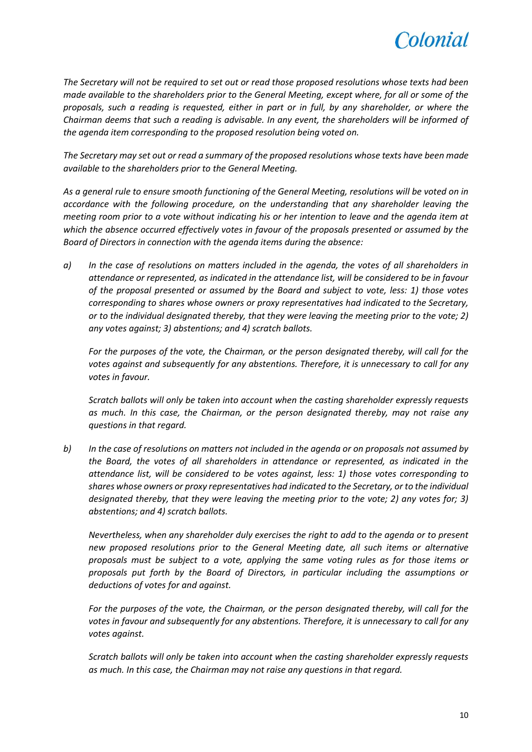*The Secretary will not be required to set out or read those proposed resolutions whose texts had been made available to the shareholders prior to the General Meeting, except where, for all or some of the proposals, such a reading is requested, either in part or in full, by any shareholder, or where the Chairman deems that such a reading is advisable. In any event, the shareholders will be informed of the agenda item corresponding to the proposed resolution being voted on.*

*The Secretary may set out or read a summary of the proposed resolutions whose texts have been made available to the shareholders prior to the General Meeting.*

*As a general rule to ensure smooth functioning of the General Meeting, resolutions will be voted on in accordance with the following procedure, on the understanding that any shareholder leaving the meeting room prior to a vote without indicating his or her intention to leave and the agenda item at which the absence occurred effectively votes in favour of the proposals presented or assumed by the Board of Directors in connection with the agenda items during the absence:*

*a) In the case of resolutions on matters included in the agenda, the votes of all shareholders in attendance or represented, as indicated in the attendance list, will be considered to be in favour of the proposal presented or assumed by the Board and subject to vote, less: 1) those votes corresponding to shares whose owners or proxy representatives had indicated to the Secretary, or to the individual designated thereby, that they were leaving the meeting prior to the vote; 2) any votes against; 3) abstentions; and 4) scratch ballots.*

*For the purposes of the vote, the Chairman, or the person designated thereby, will call for the votes against and subsequently for any abstentions. Therefore, it is unnecessary to call for any votes in favour.*

*Scratch ballots will only be taken into account when the casting shareholder expressly requests as much. In this case, the Chairman, or the person designated thereby, may not raise any questions in that regard.*

*b) In the case of resolutions on matters not included in the agenda or on proposals not assumed by the Board, the votes of all shareholders in attendance or represented, as indicated in the attendance list, will be considered to be votes against, less: 1) those votes corresponding to shares whose owners or proxy representatives had indicated to the Secretary, or to the individual designated thereby, that they were leaving the meeting prior to the vote; 2) any votes for; 3) abstentions; and 4) scratch ballots.*

*Nevertheless, when any shareholder duly exercises the right to add to the agenda or to present new proposed resolutions prior to the General Meeting date, all such items or alternative proposals must be subject to a vote, applying the same voting rules as for those items or proposals put forth by the Board of Directors, in particular including the assumptions or deductions of votes for and against.*

*For the purposes of the vote, the Chairman, or the person designated thereby, will call for the votes in favour and subsequently for any abstentions. Therefore, it is unnecessary to call for any votes against.*

*Scratch ballots will only be taken into account when the casting shareholder expressly requests as much. In this case, the Chairman may not raise any questions in that regard.*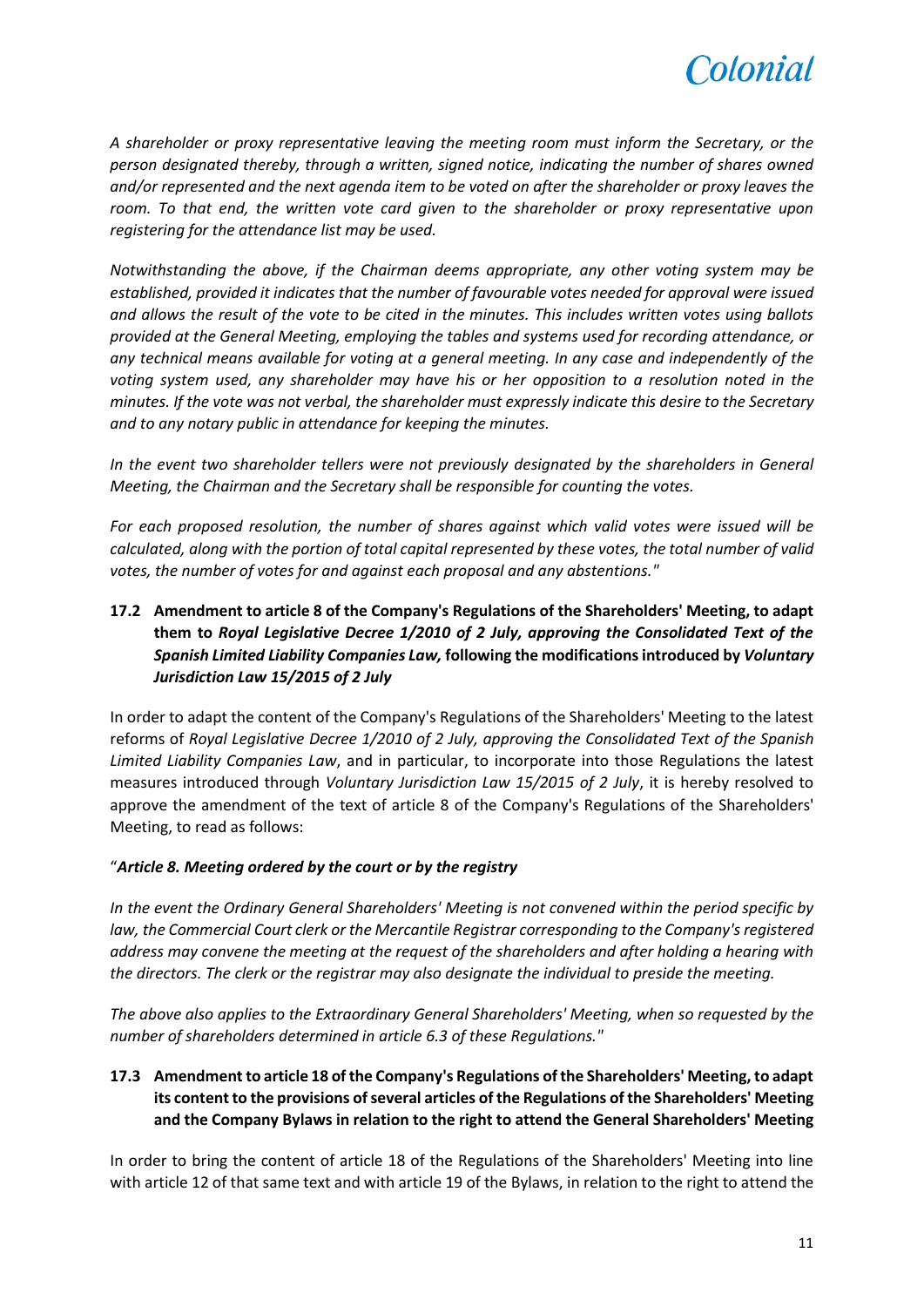*A shareholder or proxy representative leaving the meeting room must inform the Secretary, or the person designated thereby, through a written, signed notice, indicating the number of shares owned and/or represented and the next agenda item to be voted on after the shareholder or proxy leaves the room. To that end, the written vote card given to the shareholder or proxy representative upon registering for the attendance list may be used.*

*Notwithstanding the above, if the Chairman deems appropriate, any other voting system may be established, provided it indicates that the number of favourable votes needed for approval were issued and allows the result of the vote to be cited in the minutes. This includes written votes using ballots provided at the General Meeting, employing the tables and systems used for recording attendance, or any technical means available for voting at a general meeting. In any case and independently of the voting system used, any shareholder may have his or her opposition to a resolution noted in the minutes. If the vote was not verbal, the shareholder must expressly indicate this desire to the Secretary and to any notary public in attendance for keeping the minutes.*

*In the event two shareholder tellers were not previously designated by the shareholders in General Meeting, the Chairman and the Secretary shall be responsible for counting the votes.*

*For each proposed resolution, the number of shares against which valid votes were issued will be calculated, along with the portion of total capital represented by these votes, the total number of valid votes, the number of votes for and against each proposal and any abstentions."*

### 17.2 Amendment to article 8 of the Company's Regulations of the Shareholders' Meeting, to adapt them to *Royal Legislative Decree 1/2010 of 2 July, approving the Consolidated Text of the Spanish Limited Liability Companies Law,* following the modifications introduced by *Voluntary Jurisdiction Law 15/2015 of 2 July*

In order to adapt the content of the Company's Regulations of the Shareholders' Meeting to the latest reforms of *Royal Legislative Decree 1/2010 of 2 July, approving the Consolidated Text of the Spanish Limited Liability Companies Law*, and in particular, to incorporate into those Regulations the latest measures introduced through *Voluntary Jurisdiction Law 15/2015 of 2 July*, it is hereby resolved to approve the amendment of the text of article 8 of the Company's Regulations of the Shareholders' Meeting, to read as follows:

"***Article 8. Meeting ordered by the court or by the registry***

*In the event the Ordinary General Shareholders' Meeting is not convened within the period specific by law, the Commercial Court clerk or the Mercantile Registrar corresponding to the Company's registered address may convene the meeting at the request of the shareholders and after holding a hearing with the directors. The clerk or the registrar may also designate the individual to preside the meeting.*

*The above also applies to the Extraordinary General Shareholders' Meeting, when so requested by the number of shareholders determined in article 6.3 of these Regulations."*

### 17.3 Amendment to article 18 of the Company's Regulations of the Shareholders' Meeting, to adapt its content to the provisions of several articles of the Regulations of the Shareholders' Meeting and the Company Bylaws in relation to the right to attend the General Shareholders' Meeting

In order to bring the content of article 18 of the Regulations of the Shareholders' Meeting into line with article 12 of that same text and with article 19 of the Bylaws, in relation to the right to attend the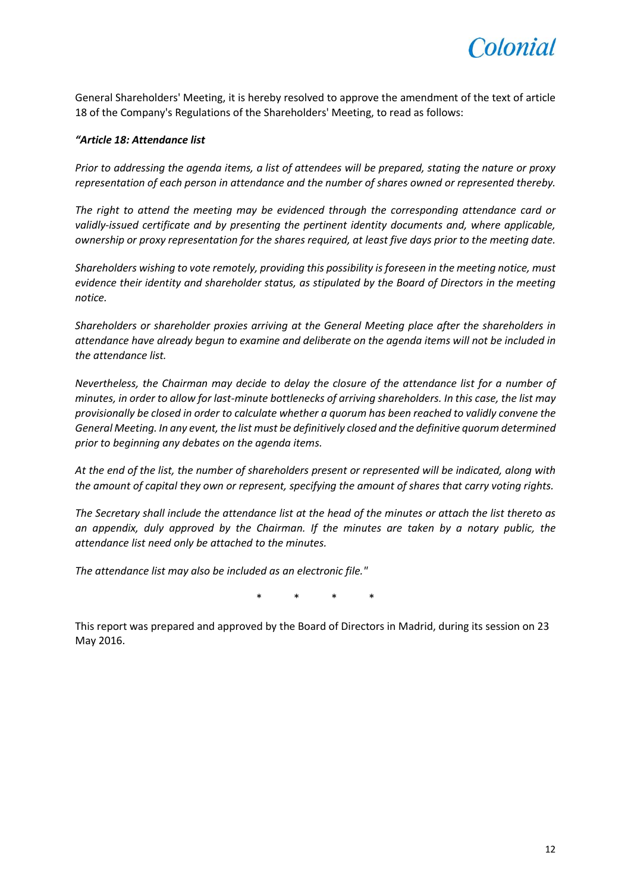General Shareholders' Meeting, it is hereby resolved to approve the amendment of the text of article 18 of the Company's Regulations of the Shareholders' Meeting, to read as follows:

***"Article 18: Attendance list***

*Prior to addressing the agenda items, a list of attendees will be prepared, stating the nature or proxy representation of each person in attendance and the number of shares owned or represented thereby.*

*The right to attend the meeting may be evidenced through the corresponding attendance card or validly-issued certificate and by presenting the pertinent identity documents and, where applicable, ownership or proxy representation for the shares required, at least five days prior to the meeting date.*

*Shareholders wishing to vote remotely, providing this possibility is foreseen in the meeting notice, must evidence their identity and shareholder status, as stipulated by the Board of Directors in the meeting notice.*

*Shareholders or shareholder proxies arriving at the General Meeting place after the shareholders in attendance have already begun to examine and deliberate on the agenda items will not be included in the attendance list.*

*Nevertheless, the Chairman may decide to delay the closure of the attendance list for a number of minutes, in order to allow for last-minute bottlenecks of arriving shareholders. In this case, the list may provisionally be closed in order to calculate whether a quorum has been reached to validly convene the General Meeting. In any event, the list must be definitively closed and the definitive quorum determined prior to beginning any debates on the agenda items.*

*At the end of the list, the number of shareholders present or represented will be indicated, along with the amount of capital they own or represent, specifying the amount of shares that carry voting rights.*

*The Secretary shall include the attendance list at the head of the minutes or attach the list thereto as an appendix, duly approved by the Chairman. If the minutes are taken by a notary public, the attendance list need only be attached to the minutes.*

*The attendance list may also be included as an electronic file."*

\* \* \* \*

This report was prepared and approved by the Board of Directors in Madrid, during its session on 23 May 2016.